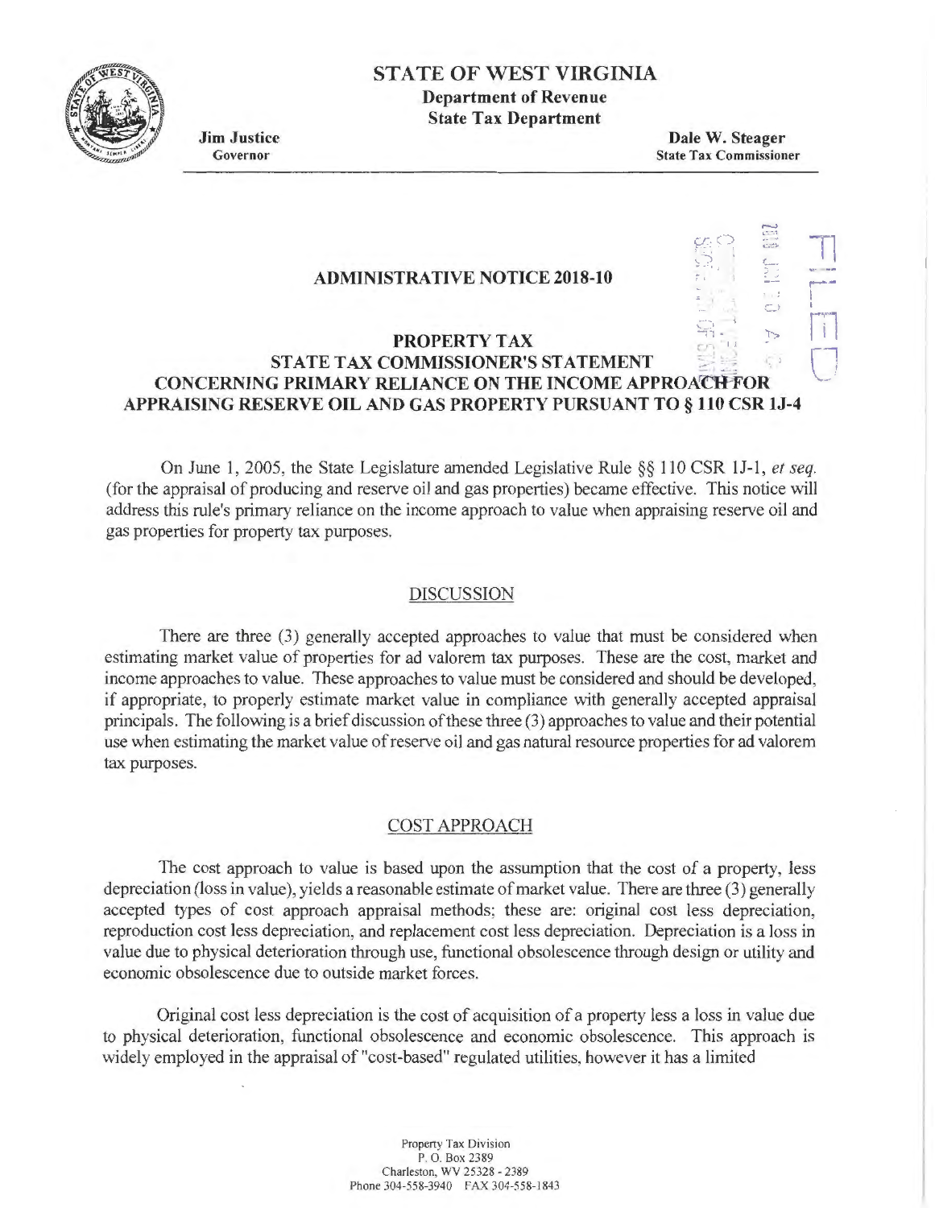# STATE OF WEST VIRGINIA

**Department of Revenue**
**State Tax Department**

**Jim Justice**
Governor

**Dale W. Steager**
State Tax Commissioner

## ADMINISTRATIVE NOTICE 2018-10

## PROPERTY TAX
## STATE TAX COMMISSIONER'S STATEMENT CONCERNING PRIMARY RELIANCE ON THE INCOME APPROACH FOR APPRAISING RESERVE OIL AND GAS PROPERTY PURSUANT TO § 110 CSR 1J-4

On June 1, 2005, the State Legislature amended Legislative Rule §§ 110 CSR 1J-1, *et seq.* (for the appraisal of producing and reserve oil and gas properties) became effective. This notice will address this rule's primary reliance on the income approach to value when appraising reserve oil and gas properties for property tax purposes.

### DISCUSSION

There are three (3) generally accepted approaches to value that must be considered when estimating market value of properties for ad valorem tax purposes. These are the cost, market and income approaches to value. These approaches to value must be considered and should be developed, if appropriate, to properly estimate market value in compliance with generally accepted appraisal principals. The following is a brief discussion of these three (3) approaches to value and their potential use when estimating the market value of reserve oil and gas natural resource properties for ad valorem tax purposes.

### COST APPROACH

The cost approach to value is based upon the assumption that the cost of a property, less depreciation (loss in value), yields a reasonable estimate of market value. There are three (3) generally accepted types of cost approach appraisal methods; these are: original cost less depreciation, reproduction cost less depreciation, and replacement cost less depreciation. Depreciation is a loss in value due to physical deterioration through use, functional obsolescence through design or utility and economic obsolescence due to outside market forces.

Original cost less depreciation is the cost of acquisition of a property less a loss in value due to physical deterioration, functional obsolescence and economic obsolescence. This approach is widely employed in the appraisal of "cost-based" regulated utilities, however it has a limited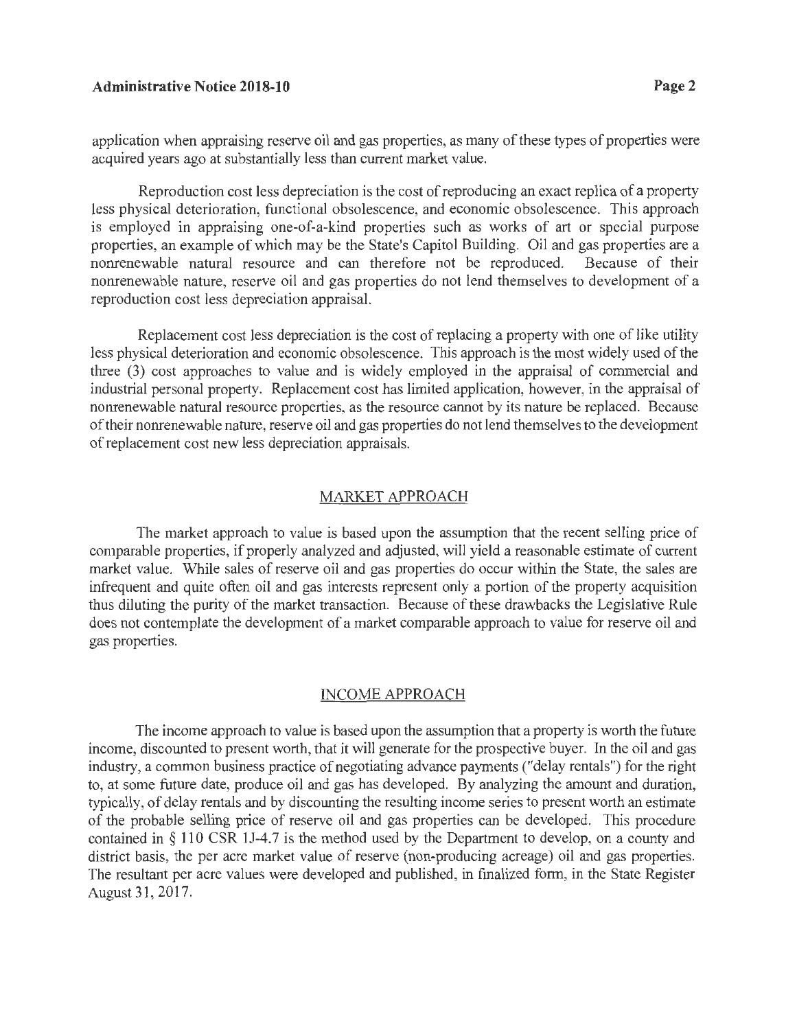application when appraising reserve oil and gas properties, as many of these types of properties were acquired years ago at substantially less than current market value.

Reproduction cost less depreciation is the cost of reproducing an exact replica of a property less physical deterioration, functional obsolescence, and economic obsolescence. This approach is employed in appraising one-of-a-kind properties such as works of art or special purpose properties, an example of which may be the State's Capitol Building. Oil and gas properties are a nonrenewable natural resource and can therefore not be reproduced. Because of their nonrenewable nature, reserve oil and gas properties do not lend themselves to development of a reproduction cost less depreciation appraisal.

Replacement cost less depreciation is the cost of replacing a property with one of like utility less physical deterioration and economic obsolescence. This approach is the most widely used of the three (3) cost approaches to value and is widely employed in the appraisal of commercial and industrial personal property. Replacement cost has limited application, however, in the appraisal of nonrenewable natural resource properties, as the resource cannot by its nature be replaced. Because of their nonrenewable nature, reserve oil and gas properties do not lend themselves to the development of replacement cost new less depreciation appraisals.

## MARKET APPROACH

The market approach to value is based upon the assumption that the recent selling price of comparable properties, if properly analyzed and adjusted, will yield a reasonable estimate of current market value. While sales of reserve oil and gas properties do occur within the State, the sales are infrequent and quite often oil and gas interests represent only a portion of the property acquisition thus diluting the purity of the market transaction. Because of these drawbacks the Legislative Rule does not contemplate the development of a market comparable approach to value for reserve oil and gas properties.

## INCOME APPROACH

The income approach to value is based upon the assumption that a property is worth the future income, discounted to present worth, that it will generate for the prospective buyer. In the oil and gas industry, a common business practice of negotiating advance payments ("delay rentals") for the right to, at some future date, produce oil and gas has developed. By analyzing the amount and duration, typically, of delay rentals and by discounting the resulting income series to present worth an estimate of the probable selling price of reserve oil and gas properties can be developed. This procedure contained in § 110 CSR 1J-4.7 is the method used by the Department to develop, on a county and district basis, the per acre market value of reserve (non-producing acreage) oil and gas properties. The resultant per acre values were developed and published, in finalized form, in the State Register August 31, 2017.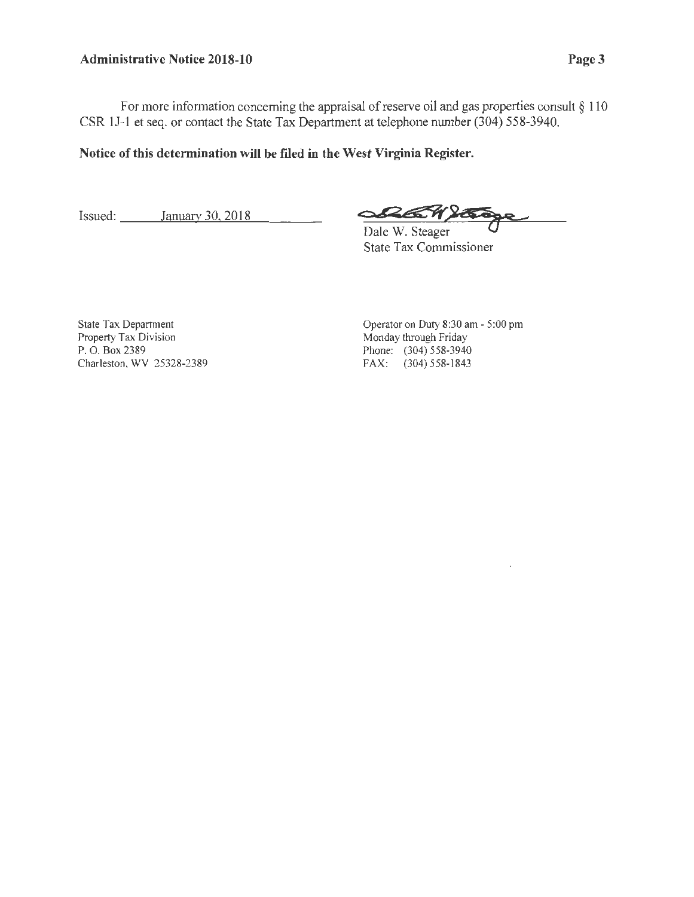For more information concerning the appraisal of reserve oil and gas properties consult § 110 CSR 1J-1 et seq. or contact the State Tax Department at telephone number (304) 558-3940.

**Notice of this determination will be filed in the West Virginia Register.**

Issued: January 30, 2018

Dale W. Steager
State Tax Commissioner

State Tax Department
Property Tax Division
P. O. Box 2389
Charleston, WV 25328-2389

Operator on Duty 8:30 am - 5:00 pm
Monday through Friday
Phone: (304) 558-3940
FAX: (304) 558-1843